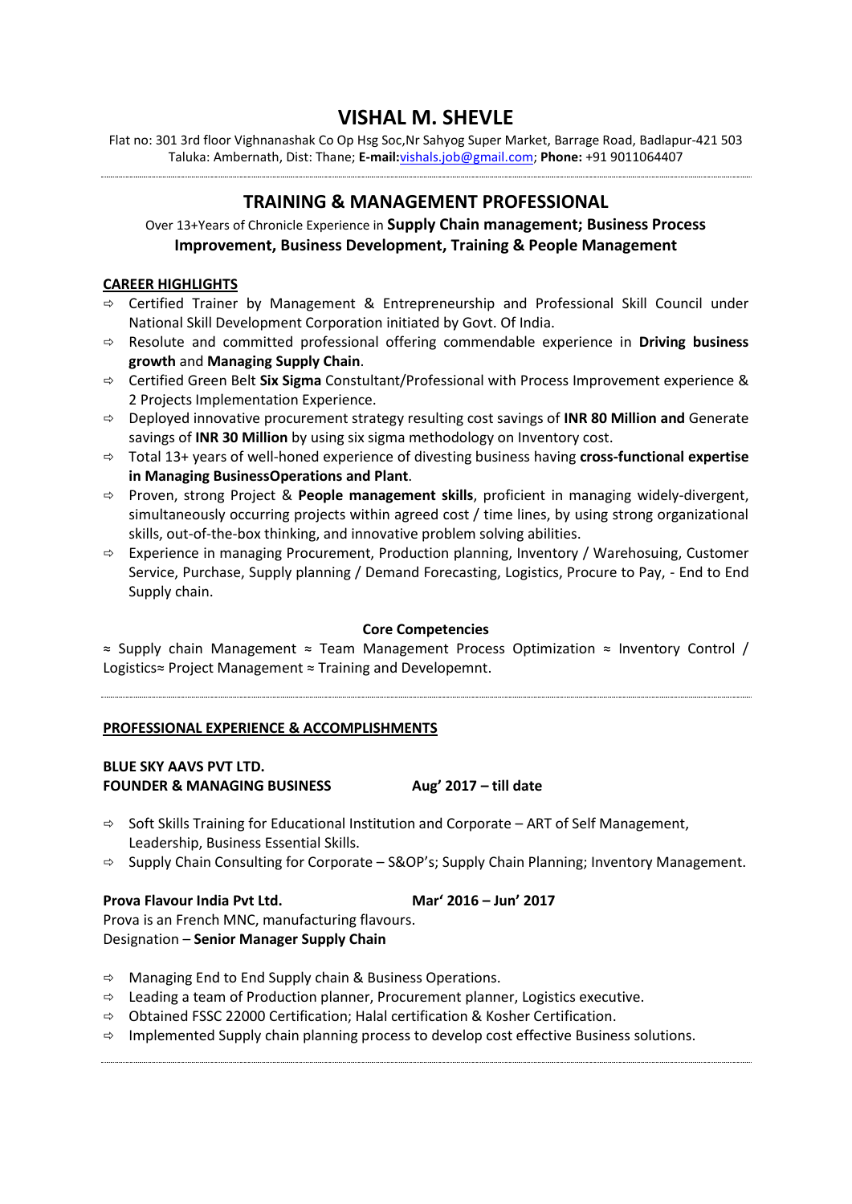# VISHAL M. SHEVLE

Flat no: 301 3rd floor Vighnanashak Co Op Hsg Soc,Nr Sahyog Super Market, Barrage Road, Badlapur-421 503
Taluka: Ambernath, Dist: Thane; **E-mail:**vishals.job@gmail.com; **Phone:** +91 9011064407

---

## TRAINING & MANAGEMENT PROFESSIONAL

Over 13+Years of Chronicle Experience in **Supply Chain management; Business Process Improvement, Business Development, Training & People Management**

### CAREER HIGHLIGHTS

- Certified Trainer by Management & Entrepreneurship and Professional Skill Council under National Skill Development Corporation initiated by Govt. Of India.
- Resolute and committed professional offering commendable experience in **Driving business growth** and **Managing Supply Chain**.
- Certified Green Belt **Six Sigma** Consultant/Professional with Process Improvement experience & 2 Projects Implementation Experience.
- Deployed innovative procurement strategy resulting cost savings of **INR 80 Million and** Generate savings of **INR 30 Million** by using six sigma methodology on Inventory cost.
- Total 13+ years of well-honed experience of divesting business having **cross-functional expertise in Managing BusinessOperations and Plant**.
- Proven, strong Project & **People management skills**, proficient in managing widely-divergent, simultaneously occurring projects within agreed cost / time lines, by using strong organizational skills, out-of-the-box thinking, and innovative problem solving abilities.
- Experience in managing Procurement, Production planning, Inventory / Warehosuing, Customer Service, Purchase, Supply planning / Demand Forecasting, Logistics, Procure to Pay, - End to End Supply chain.

**Core Competencies**

≈ Supply chain Management ≈ Team Management Process Optimization ≈ Inventory Control / Logistics≈ Project Management ≈ Training and Developemnt.

---

### PROFESSIONAL EXPERIENCE & ACCOMPLISHMENTS

**BLUE SKY AAVS PVT LTD.**
**FOUNDER & MANAGING BUSINESS** **Aug' 2017 – till date**

- Soft Skills Training for Educational Institution and Corporate – ART of Self Management, Leadership, Business Essential Skills.
- Supply Chain Consulting for Corporate – S&OP's; Supply Chain Planning; Inventory Management.

**Prova Flavour India Pvt Ltd.** **Mar' 2016 – Jun' 2017**
Prova is an French MNC, manufacturing flavours.
Designation – **Senior Manager Supply Chain**

- Managing End to End Supply chain & Business Operations.
- Leading a team of Production planner, Procurement planner, Logistics executive.
- Obtained FSSC 22000 Certification; Halal certification & Kosher Certification.
- Implemented Supply chain planning process to develop cost effective Business solutions.

---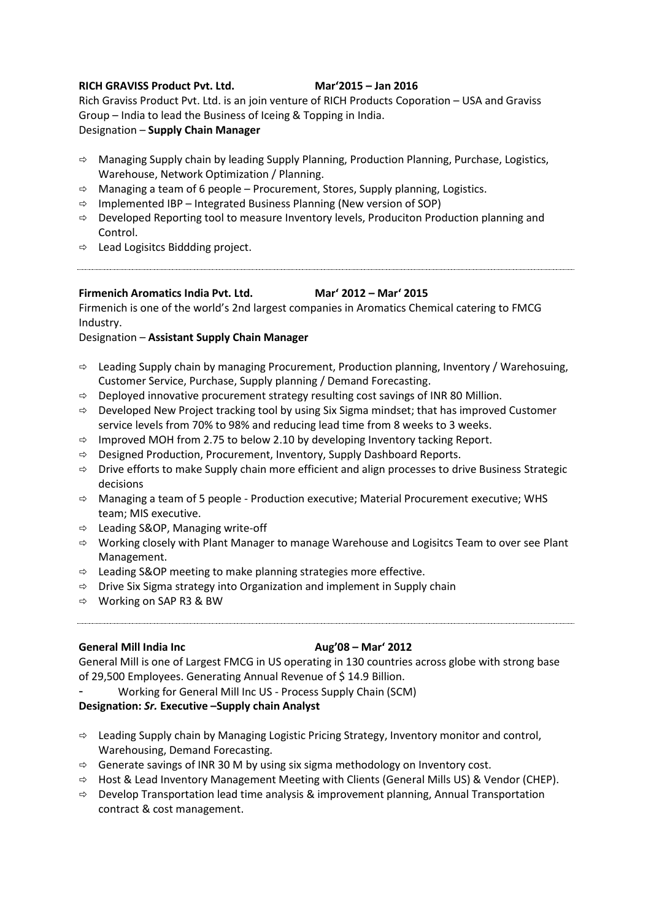**RICH GRAVISS Product Pvt. Ltd.** **Mar'2015 – Jan 2016**

Rich Graviss Product Pvt. Ltd. is an join venture of RICH Products Coporation – USA and Graviss Group – India to lead the Business of Iceing & Topping in India.

Designation – **Supply Chain Manager**

- ⇨ Managing Supply chain by leading Supply Planning, Production Planning, Purchase, Logistics, Warehouse, Network Optimization / Planning.
- ⇨ Managing a team of 6 people – Procurement, Stores, Supply planning, Logistics.
- ⇨ Implemented IBP – Integrated Business Planning (New version of SOP)
- ⇨ Developed Reporting tool to measure Inventory levels, Produciton Production planning and Control.
- ⇨ Lead Logisitcs Biddding project.

---

**Firmenich Aromatics India Pvt. Ltd.** **Mar' 2012 – Mar' 2015**

Firmenich is one of the world's 2nd largest companies in Aromatics Chemical catering to FMCG Industry.

Designation – **Assistant Supply Chain Manager**

- ⇨ Leading Supply chain by managing Procurement, Production planning, Inventory / Warehosuing, Customer Service, Purchase, Supply planning / Demand Forecasting.
- ⇨ Deployed innovative procurement strategy resulting cost savings of INR 80 Million.
- ⇨ Developed New Project tracking tool by using Six Sigma mindset; that has improved Customer service levels from 70% to 98% and reducing lead time from 8 weeks to 3 weeks.
- ⇨ Improved MOH from 2.75 to below 2.10 by developing Inventory tacking Report.
- ⇨ Designed Production, Procurement, Inventory, Supply Dashboard Reports.
- ⇨ Drive efforts to make Supply chain more efficient and align processes to drive Business Strategic decisions
- ⇨ Managing a team of 5 people - Production executive; Material Procurement executive; WHS team; MIS executive.
- ⇨ Leading S&OP, Managing write-off
- ⇨ Working closely with Plant Manager to manage Warehouse and Logisitcs Team to over see Plant Management.
- ⇨ Leading S&OP meeting to make planning strategies more effective.
- ⇨ Drive Six Sigma strategy into Organization and implement in Supply chain
- ⇨ Working on SAP R3 & BW

---

**General Mill India Inc** **Aug'08 – Mar' 2012**

General Mill is one of Largest FMCG in US operating in 130 countries across globe with strong base of 29,500 Employees. Generating Annual Revenue of $ 14.9 Billion.

- Working for General Mill Inc US - Process Supply Chain (SCM)

**Designation: *Sr.* Executive –Supply chain Analyst**

- ⇨ Leading Supply chain by Managing Logistic Pricing Strategy, Inventory monitor and control, Warehousing, Demand Forecasting.
- ⇨ Generate savings of INR 30 M by using six sigma methodology on Inventory cost.
- ⇨ Host & Lead Inventory Management Meeting with Clients (General Mills US) & Vendor (CHEP).
- ⇨ Develop Transportation lead time analysis & improvement planning, Annual Transportation contract & cost management.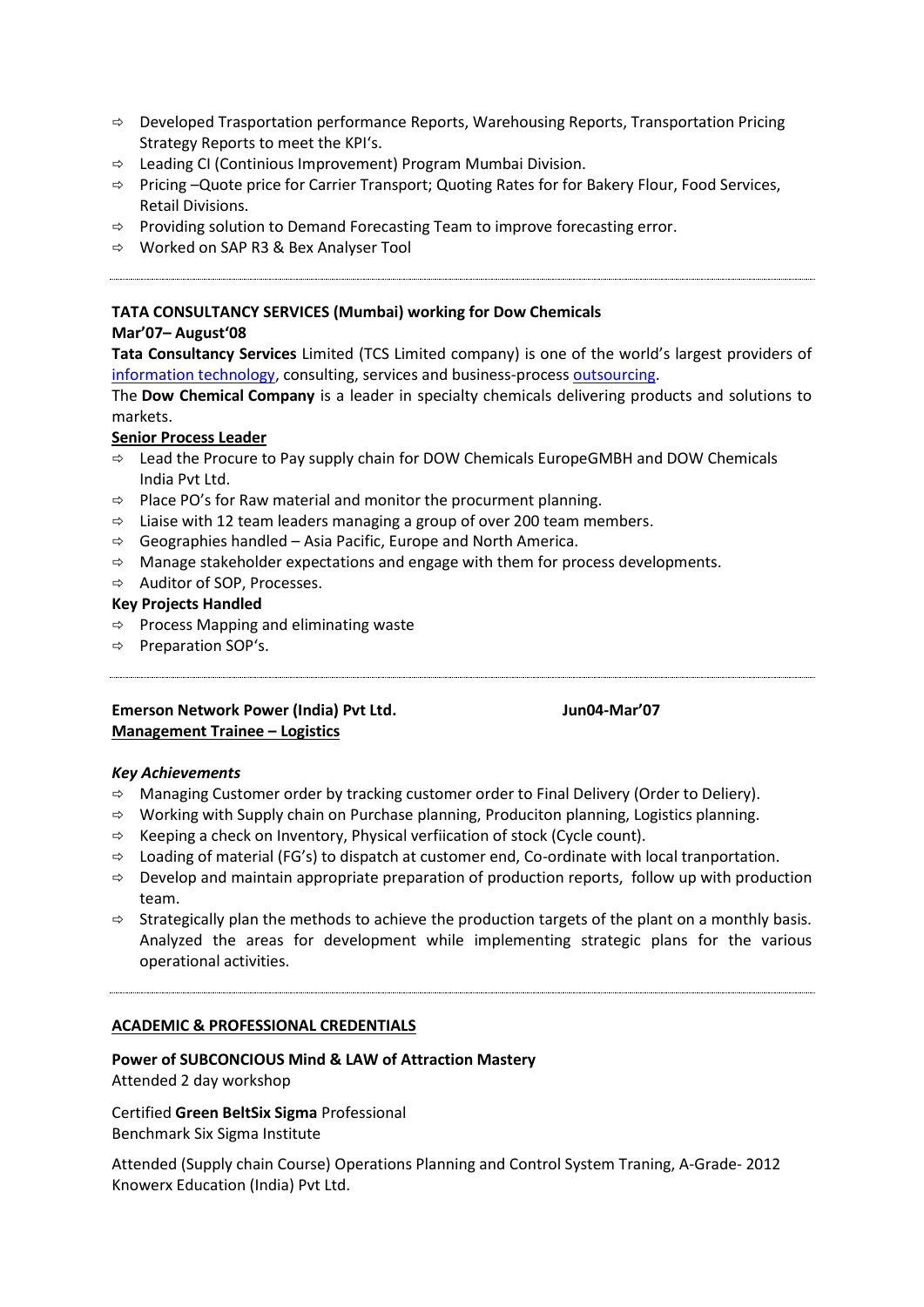- Developed Trasportation performance Reports, Warehousing Reports, Transportation Pricing Strategy Reports to meet the KPI's.
- Leading CI (Continious Improvement) Program Mumbai Division.
- Pricing –Quote price for Carrier Transport; Quoting Rates for for Bakery Flour, Food Services, Retail Divisions.
- Providing solution to Demand Forecasting Team to improve forecasting error.
- Worked on SAP R3 & Bex Analyser Tool

---

**TATA CONSULTANCY SERVICES (Mumbai) working for Dow Chemicals**
**Mar'07– August'08**

**Tata Consultancy Services** Limited (TCS Limited company) is one of the world's largest providers of information technology, consulting, services and business-process outsourcing.

The **Dow Chemical Company** is a leader in specialty chemicals delivering products and solutions to markets.

**Senior Process Leader**

- Lead the Procure to Pay supply chain for DOW Chemicals EuropeGMBH and DOW Chemicals India Pvt Ltd.
- Place PO's for Raw material and monitor the procurment planning.
- Liaise with 12 team leaders managing a group of over 200 team members.
- Geographies handled – Asia Pacific, Europe and North America.
- Manage stakeholder expectations and engage with them for process developments.
- Auditor of SOP, Processes.

**Key Projects Handled**

- Process Mapping and eliminating waste
- Preparation SOP's.

---

**Emerson Network Power (India) Pvt Ltd.** **Jun04-Mar'07**
**Management Trainee – Logistics**

***Key Achievements***

- Managing Customer order by tracking customer order to Final Delivery (Order to Deliery).
- Working with Supply chain on Purchase planning, Produciton planning, Logistics planning.
- Keeping a check on Inventory, Physical verfiication of stock (Cycle count).
- Loading of material (FG's) to dispatch at customer end, Co-ordinate with local tranportation.
- Develop and maintain appropriate preparation of production reports, follow up with production team.
- Strategically plan the methods to achieve the production targets of the plant on a monthly basis. Analyzed the areas for development while implementing strategic plans for the various operational activities.

---

## ACADEMIC & PROFESSIONAL CREDENTIALS

**Power of SUBCONCIOUS Mind & LAW of Attraction Mastery**
Attended 2 day workshop

Certified **Green BeltSix Sigma** Professional
Benchmark Six Sigma Institute

Attended (Supply chain Course) Operations Planning and Control System Traning, A-Grade- 2012
Knowerx Education (India) Pvt Ltd.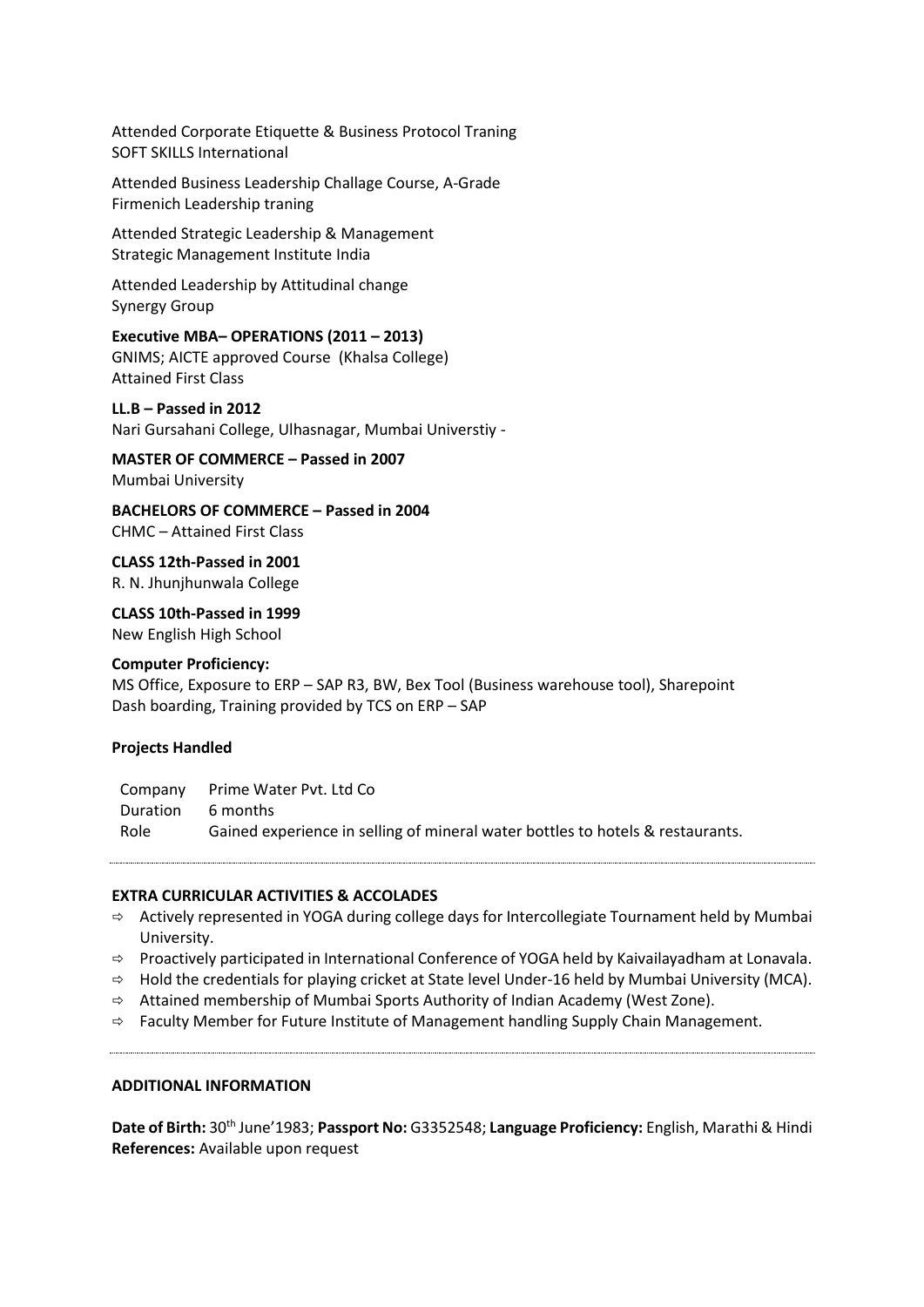Attended Corporate Etiquette & Business Protocol Traning
SOFT SKILLS International

Attended Business Leadership Challage Course, A-Grade
Firmenich Leadership traning

Attended Strategic Leadership & Management
Strategic Management Institute India

Attended Leadership by Attitudinal change
Synergy Group

**Executive MBA– OPERATIONS (2011 – 2013)**
GNIMS; AICTE approved Course (Khalsa College)
Attained First Class

**LL.B – Passed in 2012**
Nari Gursahani College, Ulhasnagar, Mumbai Universtiy -

**MASTER OF COMMERCE – Passed in 2007**
Mumbai University

**BACHELORS OF COMMERCE – Passed in 2004**
CHMC – Attained First Class

**CLASS 12th-Passed in 2001**
R. N. Jhunjhunwala College

**CLASS 10th-Passed in 1999**
New English High School

**Computer Proficiency:**
MS Office, Exposure to ERP – SAP R3, BW, Bex Tool (Business warehouse tool), Sharepoint Dash boarding, Training provided by TCS on ERP – SAP

**Projects Handled**

| | |
|---|---|
| Company | Prime Water Pvt. Ltd Co |
| Duration | 6 months |
| Role | Gained experience in selling of mineral water bottles to hotels & restaurants. |

**EXTRA CURRICULAR ACTIVITIES & ACCOLADES**

- Actively represented in YOGA during college days for Intercollegiate Tournament held by Mumbai University.
- Proactively participated in International Conference of YOGA held by Kaivailayadham at Lonavala.
- Hold the credentials for playing cricket at State level Under-16 held by Mumbai University (MCA).
- Attained membership of Mumbai Sports Authority of Indian Academy (West Zone).
- Faculty Member for Future Institute of Management handling Supply Chain Management.

**ADDITIONAL INFORMATION**

**Date of Birth:** 30th June'1983; **Passport No:** G3352548; **Language Proficiency:** English, Marathi & Hindi
**References:** Available upon request